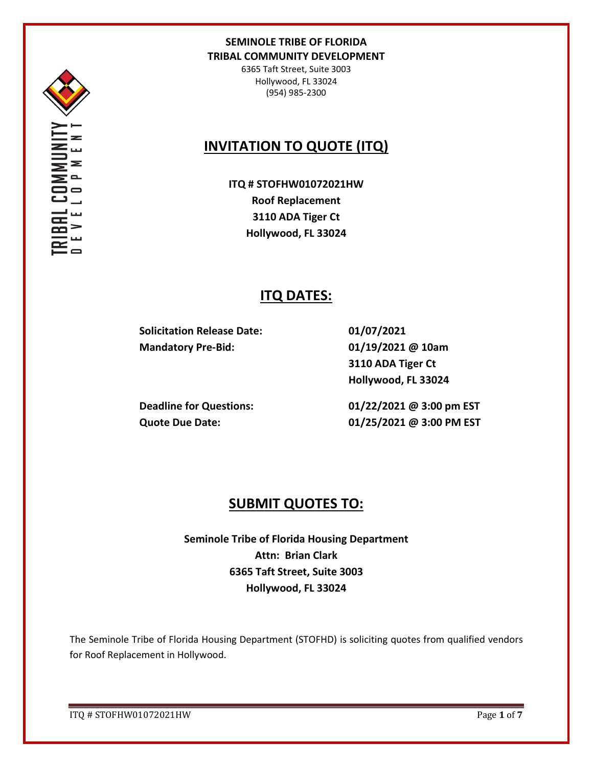**SEMINOLE TRIBE OF FLORIDA**
**TRIBAL COMMUNITY DEVELOPMENT**
6365 Taft Street, Suite 3003
Hollywood, FL 33024
(954) 985-2300

# INVITATION TO QUOTE (ITQ)

**ITQ # STOFHW01072021HW**
**Roof Replacement**
**3110 ADA Tiger Ct**
**Hollywood, FL 33024**

## ITQ DATES:

| | |
|---|---|
| **Solicitation Release Date:** | **01/07/2021** |
| **Mandatory Pre-Bid:** | **01/19/2021 @ 10am**<br>**3110 ADA Tiger Ct**<br>**Hollywood, FL 33024** |
| **Deadline for Questions:** | **01/22/2021 @ 3:00 pm EST** |
| **Quote Due Date:** | **01/25/2021 @ 3:00 PM EST** |

## SUBMIT QUOTES TO:

**Seminole Tribe of Florida Housing Department**
**Attn: Brian Clark**
**6365 Taft Street, Suite 3003**
**Hollywood, FL 33024**

The Seminole Tribe of Florida Housing Department (STOFHD) is soliciting quotes from qualified vendors for Roof Replacement in Hollywood.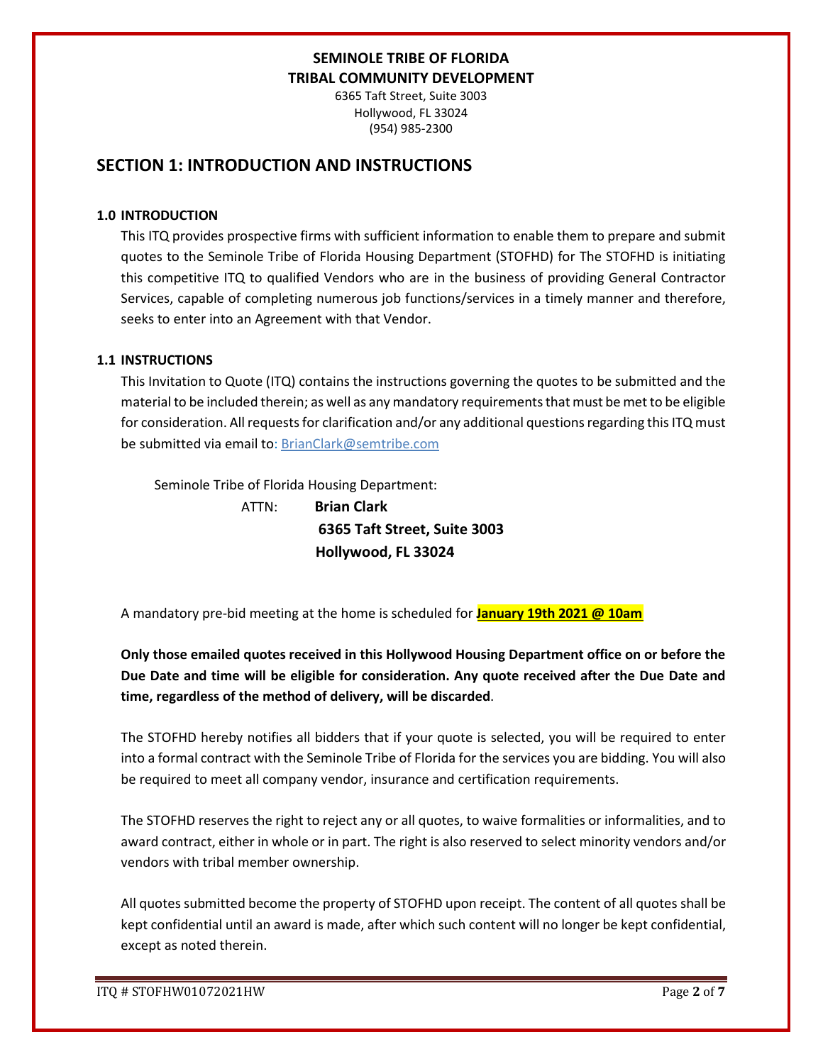**SEMINOLE TRIBE OF FLORIDA**
**TRIBAL COMMUNITY DEVELOPMENT**
6365 Taft Street, Suite 3003
Hollywood, FL 33024
(954) 985-2300

## SECTION 1: INTRODUCTION AND INSTRUCTIONS

### 1.0 INTRODUCTION

This ITQ provides prospective firms with sufficient information to enable them to prepare and submit quotes to the Seminole Tribe of Florida Housing Department (STOFHD) for The STOFHD is initiating this competitive ITQ to qualified Vendors who are in the business of providing General Contractor Services, capable of completing numerous job functions/services in a timely manner and therefore, seeks to enter into an Agreement with that Vendor.

### 1.1 INSTRUCTIONS

This Invitation to Quote (ITQ) contains the instructions governing the quotes to be submitted and the material to be included therein; as well as any mandatory requirements that must be met to be eligible for consideration. All requests for clarification and/or any additional questions regarding this ITQ must be submitted via email to: BrianClark@semtribe.com

Seminole Tribe of Florida Housing Department:

ATTN: **Brian Clark**
**6365 Taft Street, Suite 3003**
**Hollywood, FL 33024**

A mandatory pre-bid meeting at the home is scheduled for **January 19th 2021 @ 10am**

**Only those emailed quotes received in this Hollywood Housing Department office on or before the Due Date and time will be eligible for consideration. Any quote received after the Due Date and time, regardless of the method of delivery, will be discarded**.

The STOFHD hereby notifies all bidders that if your quote is selected, you will be required to enter into a formal contract with the Seminole Tribe of Florida for the services you are bidding. You will also be required to meet all company vendor, insurance and certification requirements.

The STOFHD reserves the right to reject any or all quotes, to waive formalities or informalities, and to award contract, either in whole or in part. The right is also reserved to select minority vendors and/or vendors with tribal member ownership.

All quotes submitted become the property of STOFHD upon receipt. The content of all quotes shall be kept confidential until an award is made, after which such content will no longer be kept confidential, except as noted therein.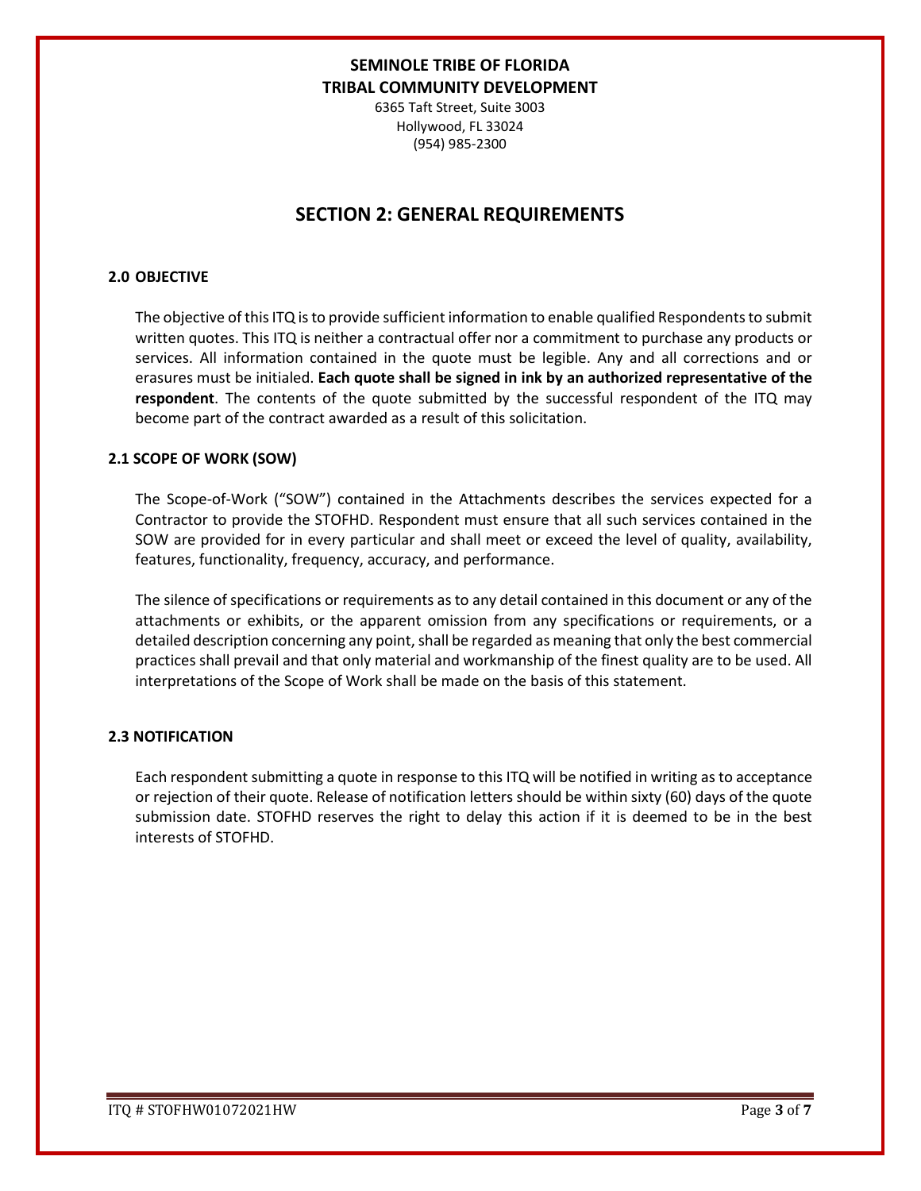**SEMINOLE TRIBE OF FLORIDA**
**TRIBAL COMMUNITY DEVELOPMENT**
6365 Taft Street, Suite 3003
Hollywood, FL 33024
(954) 985-2300

# SECTION 2: GENERAL REQUIREMENTS

### 2.0 OBJECTIVE

The objective of this ITQ is to provide sufficient information to enable qualified Respondents to submit written quotes. This ITQ is neither a contractual offer nor a commitment to purchase any products or services. All information contained in the quote must be legible. Any and all corrections and or erasures must be initialed. **Each quote shall be signed in ink by an authorized representative of the respondent**. The contents of the quote submitted by the successful respondent of the ITQ may become part of the contract awarded as a result of this solicitation.

### 2.1 SCOPE OF WORK (SOW)

The Scope-of-Work ("SOW") contained in the Attachments describes the services expected for a Contractor to provide the STOFHD. Respondent must ensure that all such services contained in the SOW are provided for in every particular and shall meet or exceed the level of quality, availability, features, functionality, frequency, accuracy, and performance.

The silence of specifications or requirements as to any detail contained in this document or any of the attachments or exhibits, or the apparent omission from any specifications or requirements, or a detailed description concerning any point, shall be regarded as meaning that only the best commercial practices shall prevail and that only material and workmanship of the finest quality are to be used. All interpretations of the Scope of Work shall be made on the basis of this statement.

### 2.3 NOTIFICATION

Each respondent submitting a quote in response to this ITQ will be notified in writing as to acceptance or rejection of their quote. Release of notification letters should be within sixty (60) days of the quote submission date. STOFHD reserves the right to delay this action if it is deemed to be in the best interests of STOFHD.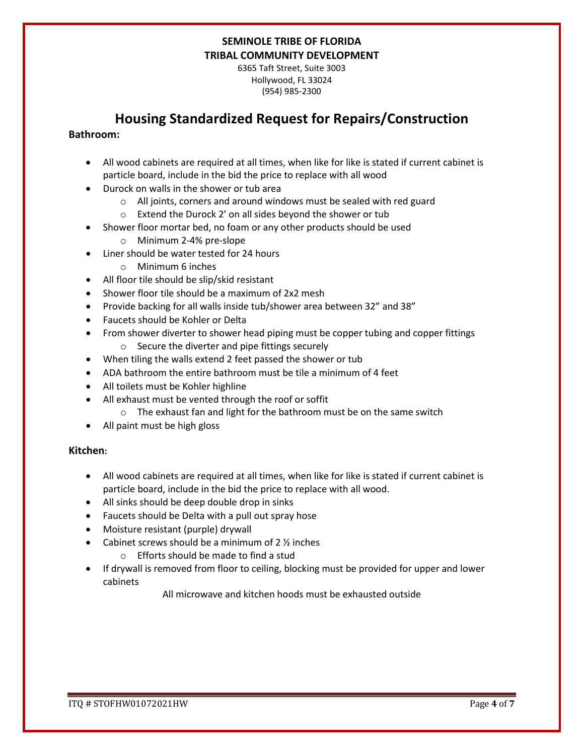**SEMINOLE TRIBE OF FLORIDA**
**TRIBAL COMMUNITY DEVELOPMENT**
6365 Taft Street, Suite 3003
Hollywood, FL 33024
(954) 985-2300

# Housing Standardized Request for Repairs/Construction

**Bathroom:**

- All wood cabinets are required at all times, when like for like is stated if current cabinet is particle board, include in the bid the price to replace with all wood
- Durock on walls in the shower or tub area
  - All joints, corners and around windows must be sealed with red guard
  - Extend the Durock 2' on all sides beyond the shower or tub
- Shower floor mortar bed, no foam or any other products should be used
  - Minimum 2-4% pre-slope
- Liner should be water tested for 24 hours
  - Minimum 6 inches
- All floor tile should be slip/skid resistant
- Shower floor tile should be a maximum of 2x2 mesh
- Provide backing for all walls inside tub/shower area between 32" and 38"
- Faucets should be Kohler or Delta
- From shower diverter to shower head piping must be copper tubing and copper fittings
  - Secure the diverter and pipe fittings securely
- When tiling the walls extend 2 feet passed the shower or tub
- ADA bathroom the entire bathroom must be tile a minimum of 4 feet
- All toilets must be Kohler highline
- All exhaust must be vented through the roof or soffit
  - The exhaust fan and light for the bathroom must be on the same switch
- All paint must be high gloss

**Kitchen:**

- All wood cabinets are required at all times, when like for like is stated if current cabinet is particle board, include in the bid the price to replace with all wood.
- All sinks should be deep double drop in sinks
- Faucets should be Delta with a pull out spray hose
- Moisture resistant (purple) drywall
- Cabinet screws should be a minimum of 2 ½ inches
  - Efforts should be made to find a stud
- If drywall is removed from floor to ceiling, blocking must be provided for upper and lower cabinets

All microwave and kitchen hoods must be exhausted outside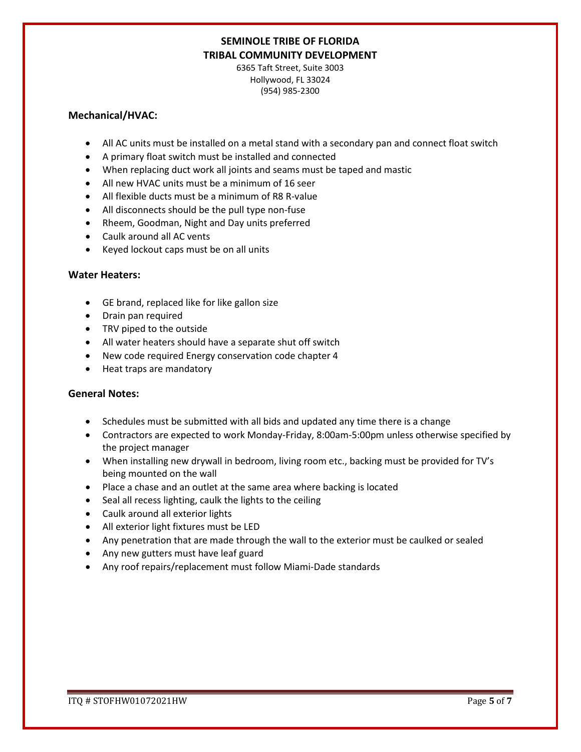**SEMINOLE TRIBE OF FLORIDA**
**TRIBAL COMMUNITY DEVELOPMENT**
6365 Taft Street, Suite 3003
Hollywood, FL 33024
(954) 985-2300

### Mechanical/HVAC:

- All AC units must be installed on a metal stand with a secondary pan and connect float switch
- A primary float switch must be installed and connected
- When replacing duct work all joints and seams must be taped and mastic
- All new HVAC units must be a minimum of 16 seer
- All flexible ducts must be a minimum of R8 R-value
- All disconnects should be the pull type non-fuse
- Rheem, Goodman, Night and Day units preferred
- Caulk around all AC vents
- Keyed lockout caps must be on all units

### Water Heaters:

- GE brand, replaced like for like gallon size
- Drain pan required
- TRV piped to the outside
- All water heaters should have a separate shut off switch
- New code required Energy conservation code chapter 4
- Heat traps are mandatory

### General Notes:

- Schedules must be submitted with all bids and updated any time there is a change
- Contractors are expected to work Monday-Friday, 8:00am-5:00pm unless otherwise specified by the project manager
- When installing new drywall in bedroom, living room etc., backing must be provided for TV's being mounted on the wall
- Place a chase and an outlet at the same area where backing is located
- Seal all recess lighting, caulk the lights to the ceiling
- Caulk around all exterior lights
- All exterior light fixtures must be LED
- Any penetration that are made through the wall to the exterior must be caulked or sealed
- Any new gutters must have leaf guard
- Any roof repairs/replacement must follow Miami-Dade standards

ITQ # STOFHW01072021HW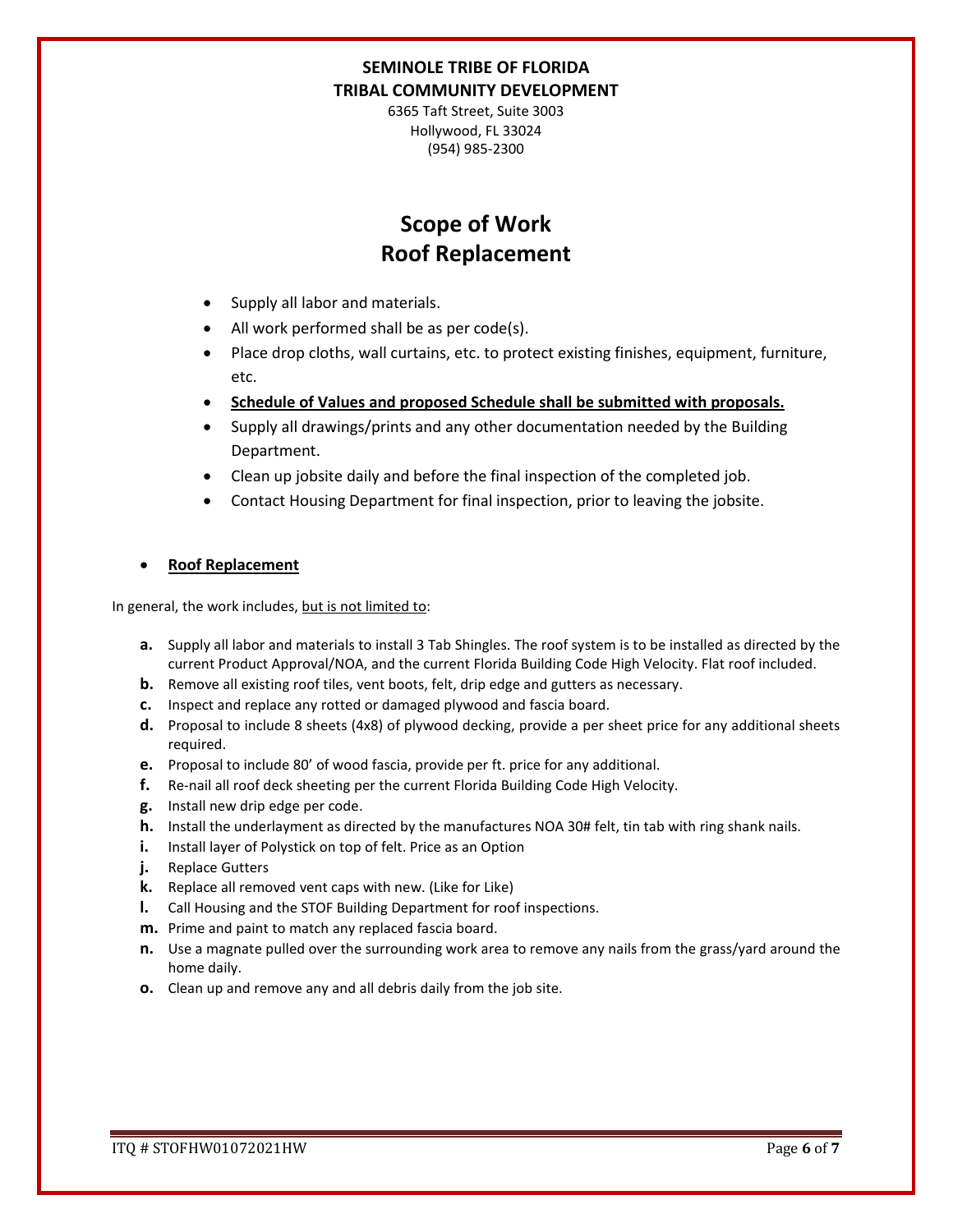**SEMINOLE TRIBE OF FLORIDA**
**TRIBAL COMMUNITY DEVELOPMENT**

6365 Taft Street, Suite 3003
Hollywood, FL 33024
(954) 985-2300

# Scope of Work
# Roof Replacement

- Supply all labor and materials.
- All work performed shall be as per code(s).
- Place drop cloths, wall curtains, etc. to protect existing finishes, equipment, furniture, etc.
- **Schedule of Values and proposed Schedule shall be submitted with proposals.**
- Supply all drawings/prints and any other documentation needed by the Building Department.
- Clean up jobsite daily and before the final inspection of the completed job.
- Contact Housing Department for final inspection, prior to leaving the jobsite.

- **Roof Replacement**

In general, the work includes, but is not limited to:

**a.** Supply all labor and materials to install 3 Tab Shingles. The roof system is to be installed as directed by the current Product Approval/NOA, and the current Florida Building Code High Velocity. Flat roof included.
**b.** Remove all existing roof tiles, vent boots, felt, drip edge and gutters as necessary.
**c.** Inspect and replace any rotted or damaged plywood and fascia board.
**d.** Proposal to include 8 sheets (4x8) of plywood decking, provide a per sheet price for any additional sheets required.
**e.** Proposal to include 80' of wood fascia, provide per ft. price for any additional.
**f.** Re-nail all roof deck sheeting per the current Florida Building Code High Velocity.
**g.** Install new drip edge per code.
**h.** Install the underlayment as directed by the manufactures NOA 30# felt, tin tab with ring shank nails.
**i.** Install layer of Polystick on top of felt. Price as an Option
**j.** Replace Gutters
**k.** Replace all removed vent caps with new. (Like for Like)
**l.** Call Housing and the STOF Building Department for roof inspections.
**m.** Prime and paint to match any replaced fascia board.
**n.** Use a magnate pulled over the surrounding work area to remove any nails from the grass/yard around the home daily.
**o.** Clean up and remove any and all debris daily from the job site.

ITQ # STOFHW01072021HW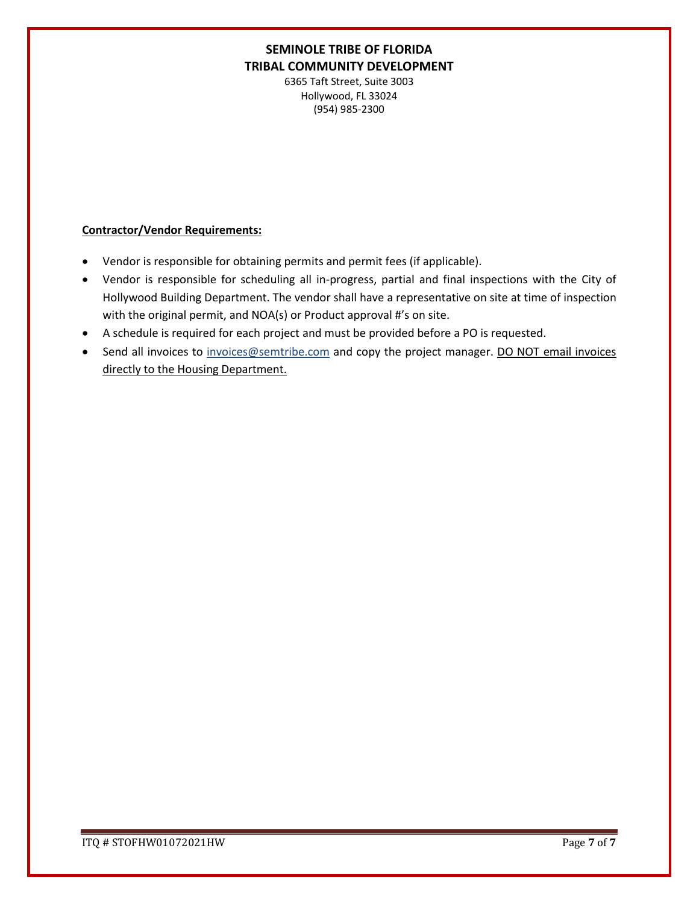**SEMINOLE TRIBE OF FLORIDA**
**TRIBAL COMMUNITY DEVELOPMENT**
6365 Taft Street, Suite 3003
Hollywood, FL 33024
(954) 985-2300

**Contractor/Vendor Requirements:**

- Vendor is responsible for obtaining permits and permit fees (if applicable).
- Vendor is responsible for scheduling all in-progress, partial and final inspections with the City of Hollywood Building Department. The vendor shall have a representative on site at time of inspection with the original permit, and NOA(s) or Product approval #'s on site.
- A schedule is required for each project and must be provided before a PO is requested.
- Send all invoices to invoices@semtribe.com and copy the project manager. DO NOT email invoices directly to the Housing Department.